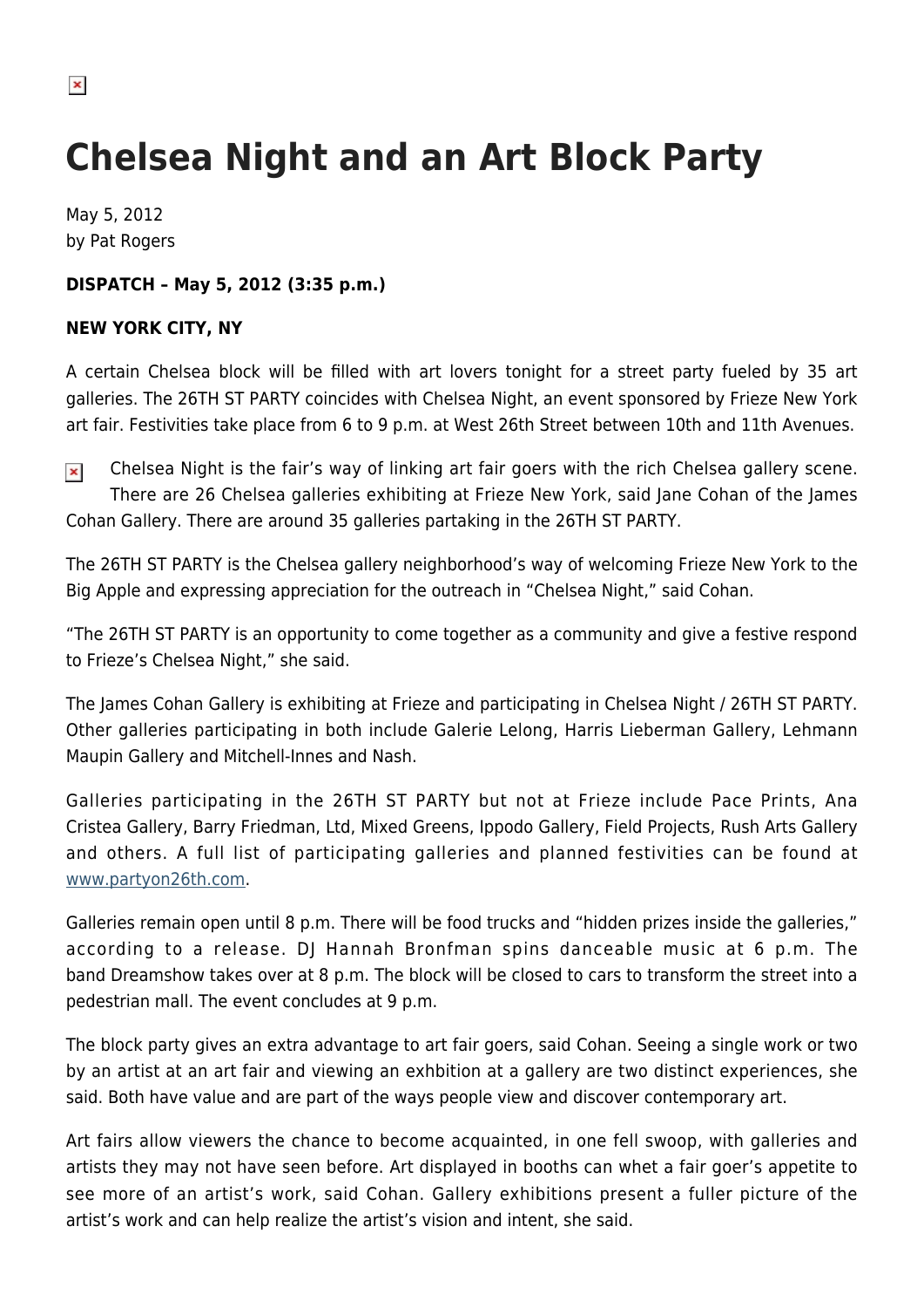# Chelsea Night and an Art Block Party

May 5, 2012
by Pat Rogers

**DISPATCH – May 5, 2012 (3:35 p.m.)**

**NEW YORK CITY, NY**

A certain Chelsea block will be filled with art lovers tonight for a street party fueled by 35 art galleries. The 26TH ST PARTY coincides with Chelsea Night, an event sponsored by Frieze New York art fair. Festivities take place from 6 to 9 p.m. at West 26th Street between 10th and 11th Avenues.

Chelsea Night is the fair's way of linking art fair goers with the rich Chelsea gallery scene. There are 26 Chelsea galleries exhibiting at Frieze New York, said Jane Cohan of the James Cohan Gallery. There are around 35 galleries partaking in the 26TH ST PARTY.

The 26TH ST PARTY is the Chelsea gallery neighborhood's way of welcoming Frieze New York to the Big Apple and expressing appreciation for the outreach in "Chelsea Night," said Cohan.

"The 26TH ST PARTY is an opportunity to come together as a community and give a festive respond to Frieze's Chelsea Night," she said.

The James Cohan Gallery is exhibiting at Frieze and participating in Chelsea Night / 26TH ST PARTY. Other galleries participating in both include Galerie Lelong, Harris Lieberman Gallery, Lehmann Maupin Gallery and Mitchell-Innes and Nash.

Galleries participating in the 26TH ST PARTY but not at Frieze include Pace Prints, Ana Cristea Gallery, Barry Friedman, Ltd, Mixed Greens, Ippodo Gallery, Field Projects, Rush Arts Gallery and others. A full list of participating galleries and planned festivities can be found at [www.partyon26th.com](http://www.partyon26th.com).

Galleries remain open until 8 p.m. There will be food trucks and "hidden prizes inside the galleries," according to a release. DJ Hannah Bronfman spins danceable music at 6 p.m. The band Dreamshow takes over at 8 p.m. The block will be closed to cars to transform the street into a pedestrian mall. The event concludes at 9 p.m.

The block party gives an extra advantage to art fair goers, said Cohan. Seeing a single work or two by an artist at an art fair and viewing an exhbition at a gallery are two distinct experiences, she said. Both have value and are part of the ways people view and discover contemporary art.

Art fairs allow viewers the chance to become acquainted, in one fell swoop, with galleries and artists they may not have seen before. Art displayed in booths can whet a fair goer's appetite to see more of an artist's work, said Cohan. Gallery exhibitions present a fuller picture of the artist's work and can help realize the artist's vision and intent, she said.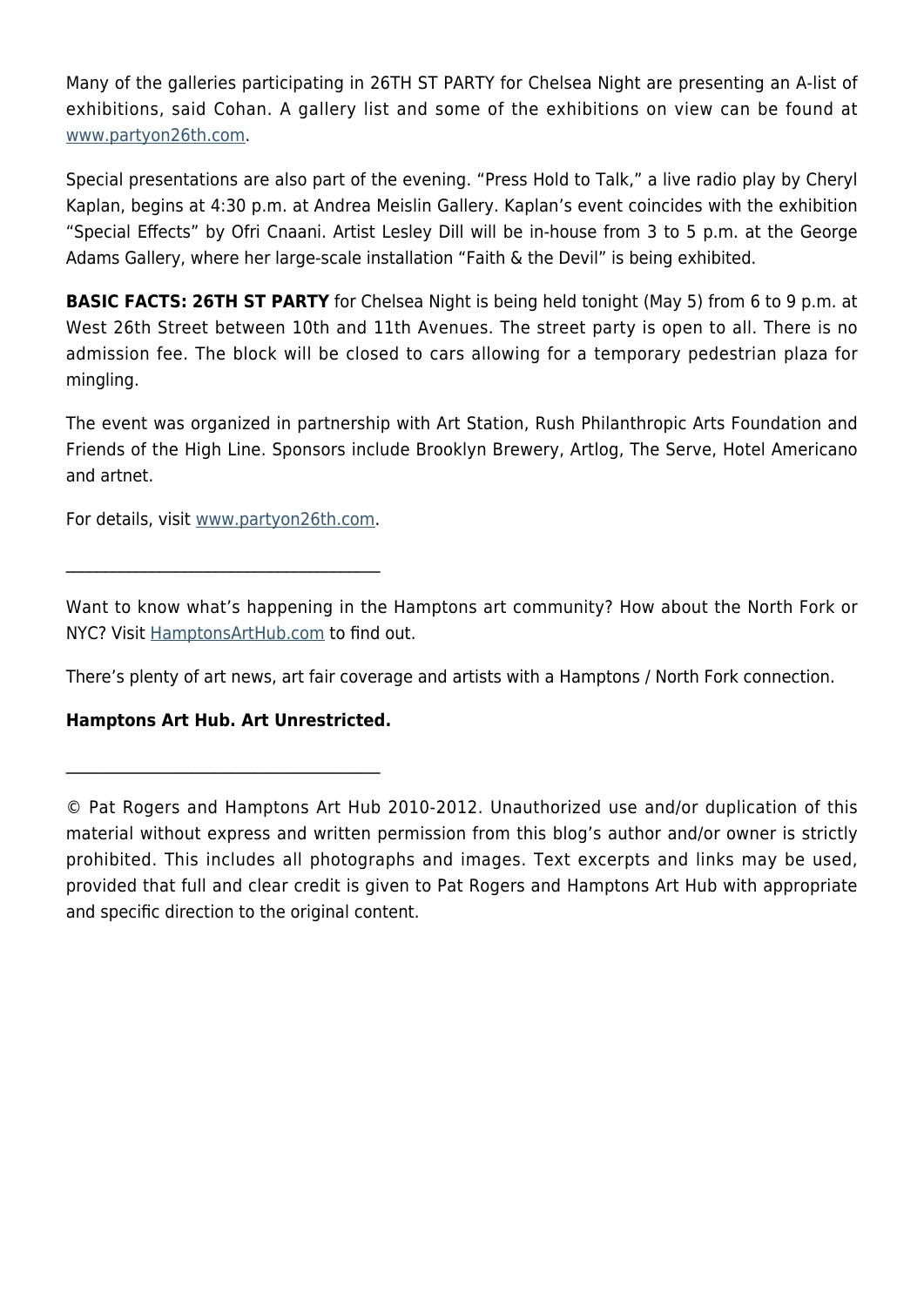Many of the galleries participating in 26TH ST PARTY for Chelsea Night are presenting an A-list of exhibitions, said Cohan. A gallery list and some of the exhibitions on view can be found at [www.partyon26th.com](http://www.partyon26th.com).

Special presentations are also part of the evening. "Press Hold to Talk," a live radio play by Cheryl Kaplan, begins at 4:30 p.m. at Andrea Meislin Gallery. Kaplan's event coincides with the exhibition "Special Effects" by Ofri Cnaani. Artist Lesley Dill will be in-house from 3 to 5 p.m. at the George Adams Gallery, where her large-scale installation "Faith & the Devil" is being exhibited.

**BASIC FACTS: 26TH ST PARTY** for Chelsea Night is being held tonight (May 5) from 6 to 9 p.m. at West 26th Street between 10th and 11th Avenues. The street party is open to all. There is no admission fee. The block will be closed to cars allowing for a temporary pedestrian plaza for mingling.

The event was organized in partnership with Art Station, Rush Philanthropic Arts Foundation and Friends of the High Line. Sponsors include Brooklyn Brewery, Artlog, The Serve, Hotel Americano and artnet.

For details, visit [www.partyon26th.com](http://www.partyon26th.com).

---

Want to know what's happening in the Hamptons art community? How about the North Fork or NYC? Visit [HamptonsArtHub.com](http://HamptonsArtHub.com) to find out.

There's plenty of art news, art fair coverage and artists with a Hamptons / North Fork connection.

**Hamptons Art Hub. Art Unrestricted.**

---

© Pat Rogers and Hamptons Art Hub 2010-2012. Unauthorized use and/or duplication of this material without express and written permission from this blog's author and/or owner is strictly prohibited. This includes all photographs and images. Text excerpts and links may be used, provided that full and clear credit is given to Pat Rogers and Hamptons Art Hub with appropriate and specific direction to the original content.